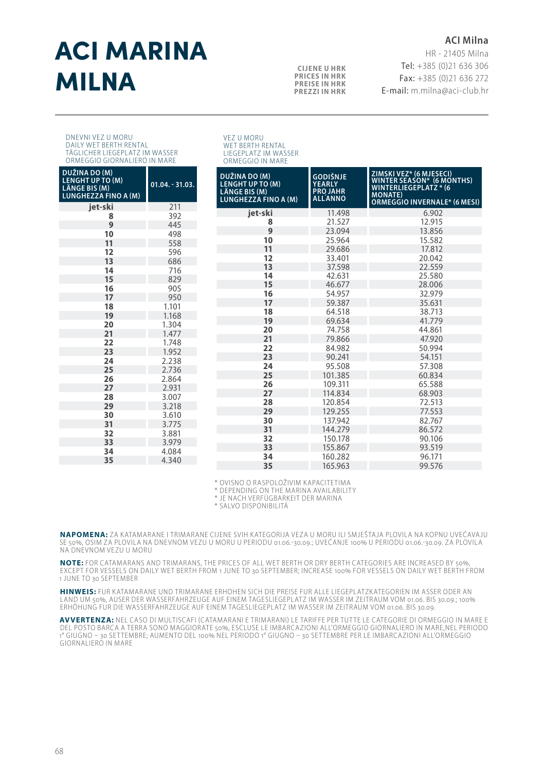# ACI MARINA MILNA

**CIJENE U HRK**
**PRICES IN HRK**
**PREISE IN HRK**
**PREZZI IN HRK**

**ACI Milna**
HR - 21405 Milna
Tel: +385 (0)21 636 306
Fax: +385 (0)21 636 272
E-mail: m.milna@aci-club.hr

DNEVNI VEZ U MORU
DAILY WET BERTH RENTAL
TÄGLICHER LIEGEPLATZ IM WASSER
ORMEGGIO GIORNALIERO IN MARE

| DUŽINA DO (M) LENGHT UP TO (M) LÄNGE BIS (M) LUNGHEZZA FINO A (M) | 01.04. - 31.03. |
|---|---|
| jet-ski | 211 |
| 8 | 392 |
| 9 | 445 |
| 10 | 498 |
| 11 | 558 |
| 12 | 596 |
| 13 | 686 |
| 14 | 716 |
| 15 | 829 |
| 16 | 905 |
| 17 | 950 |
| 18 | 1.101 |
| 19 | 1.168 |
| 20 | 1.304 |
| 21 | 1.477 |
| 22 | 1.748 |
| 23 | 1.952 |
| 24 | 2.238 |
| 25 | 2.736 |
| 26 | 2.864 |
| 27 | 2.931 |
| 28 | 3.007 |
| 29 | 3.218 |
| 30 | 3.610 |
| 31 | 3.775 |
| 32 | 3.881 |
| 33 | 3.979 |
| 34 | 4.084 |
| 35 | 4.340 |

VEZ U MORU
WET BERTH RENTAL
LIEGEPLATZ IM WASSER
ORMEGGIO IN MARE

| DUŽINA DO (M) LENGHT UP TO (M) LÄNGE BIS (M) LUNGHEZZA FINO A (M) | GODIŠNJE YEARLY PRO JAHR ALL'ANNO | ZIMSKI VEZ* (6 MJESECI) WINTER SEASON* (6 MONTHS) WINTERLIEGEPLATZ * (6 MONATE) ORMEGGIO INVERNALE* (6 MESI) |
|---|---|---|
| jet-ski | 11.498 | 6.902 |
| 8 | 21.527 | 12.915 |
| 9 | 23.094 | 13.856 |
| 10 | 25.964 | 15.582 |
| 11 | 29.686 | 17.812 |
| 12 | 33.401 | 20.042 |
| 13 | 37.598 | 22.559 |
| 14 | 42.631 | 25.580 |
| 15 | 46.677 | 28.006 |
| 16 | 54.957 | 32.979 |
| 17 | 59.387 | 35.631 |
| 18 | 64.518 | 38.713 |
| 19 | 69.634 | 41.779 |
| 20 | 74.758 | 44.861 |
| 21 | 79.866 | 47.920 |
| 22 | 84.982 | 50.994 |
| 23 | 90.241 | 54.151 |
| 24 | 95.508 | 57.308 |
| 25 | 101.385 | 60.834 |
| 26 | 109.311 | 65.588 |
| 27 | 114.834 | 68.903 |
| 28 | 120.854 | 72.513 |
| 29 | 129.255 | 77.553 |
| 30 | 137.942 | 82.767 |
| 31 | 144.279 | 86.572 |
| 32 | 150.178 | 90.106 |
| 33 | 155.867 | 93.519 |
| 34 | 160.282 | 96.171 |
| 35 | 165.963 | 99.576 |

\* OVISNO O RASPOLOŽIVIM KAPACITETIMA
\* DEPENDING ON THE MARINA AVAILABILITY
\* JE NACH VERFÜGBARKEIT DER MARINA
\* SALVO DISPONIBILITÁ

**NAPOMENA:** ZA KATAMARANE I TRIMARANE CIJENE SVIH KATEGORIJA VEZA U MORU ILI SMJEŠTAJA PLOVILA NA KOPNU UVEĆAVAJU SE 50%, OSIM ZA PLOVILA NA DNEVNOM VEZU U MORU U PERIODU 01.06.-30.09.; UVEĆANJE 100% U PERIODU 01.06.-30.09. ZA PLOVILA NA DNEVNOM VEZU U MORU

**NOTE:** FOR CATAMARANS AND TRIMARANS, THE PRICES OF ALL WET BERTH OR DRY BERTH CATEGORIES ARE INCREASED BY 50%, EXCEPT FOR VESSELS ON DAILY WET BERTH FROM 1 JUNE TO 30 SEPTEMBER; INCREASE 100% FOR VESSELS ON DAILY WET BERTH FROM 1 JUNE TO 30 SEPTEMBER

**HINWEIS:** FUR KATAMARANE UND TRIMARANE ERHOHEN SICH DIE PREISE FUR ALLE LIEGEPLATZKATEGORIEN IM ASSER ODER AN LAND UM 50%, AUSER DER WASSERFAHRZEUGE AUF EINEM TAGESLIEGEPLATZ IM WASSER IM ZEITRAUM VOM 01.06. BIS 30.09.; 100% ERHÖHUNG FÜR DIE WASSERFAHRZEUGE AUF EINEM TAGESLIEGEPLATZ IM WASSER IM ZEITRAUM VOM 01.06. BIS 30.09.

**AVVERTENZA:** NEL CASO DI MULTISCAFI (CATAMARANI E TRIMARANI) LE TARIFFE PER TUTTE LE CATEGORIE DI ORMEGGIO IN MARE E DEL POSTO BARCA A TERRA SONO MAGGIORATE 50%, ESCLUSE LE IMBARCAZIONI ALL'ORMEGGIO GIORNALIERO IN MARE,NEL PERIODO 1° GIUGNO – 30 SETTEMBRE; AUMENTO DEL 100% NEL PERIODO 1° GIUGNO – 30 SETTEMBRE PER LE IMBARCAZIONI ALL'ORMEGGIO GIORNALIERO IN MARE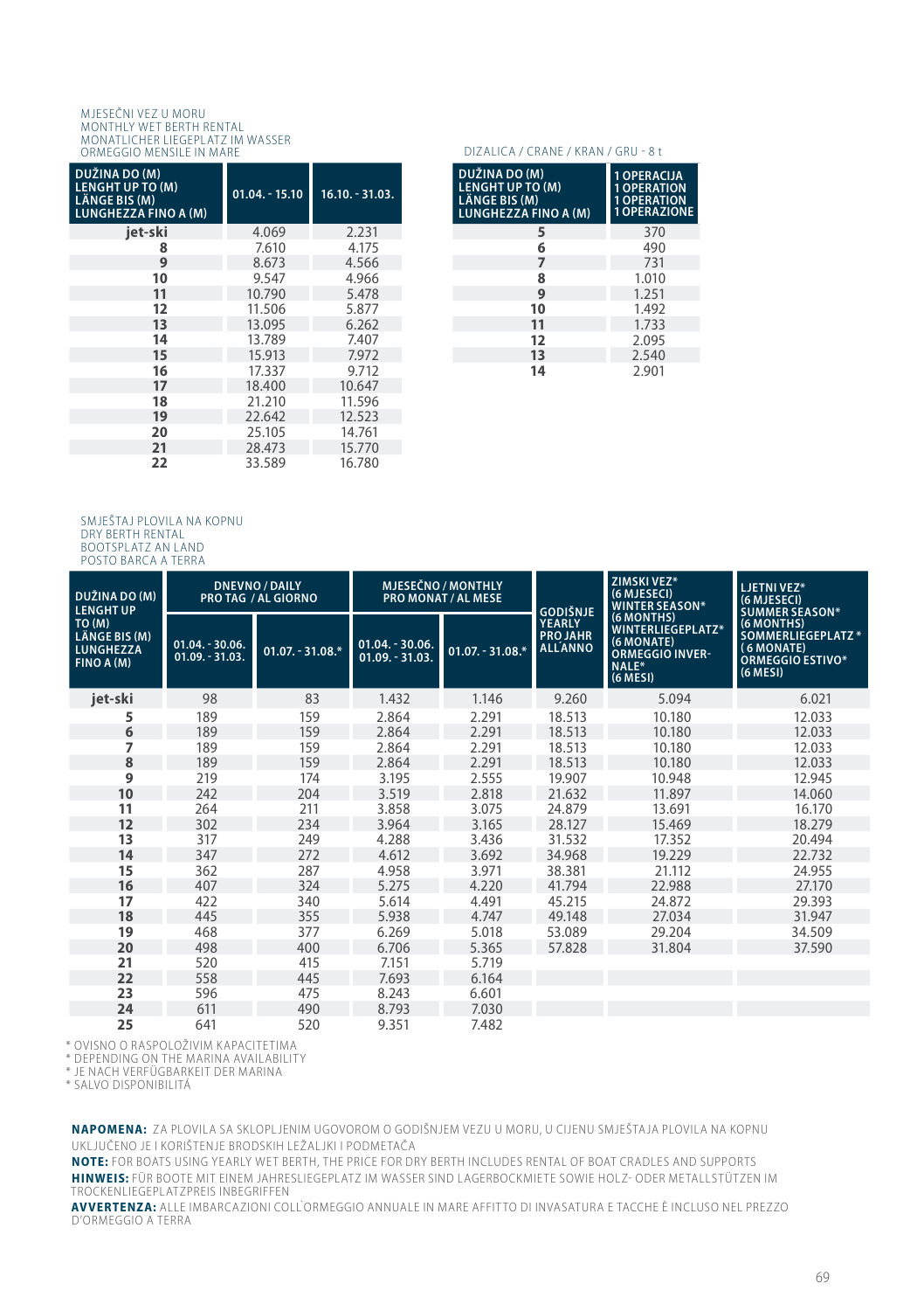MJESEČNI VEZ U MORU
MONTHLY WET BERTH RENTAL
MONATLICHER LIEGEPLATZ IM WASSER
ORMEGGIO MENSILE IN MARE

| DUŽINA DO (M) LENGHT UP TO (M) LÄNGE BIS (M) LUNGHEZZA FINO A (M) | 01.04. - 15.10 | 16.10. - 31.03. |
|---|---|---|
| jet-ski | 4.069 | 2.231 |
| 8 | 7.610 | 4.175 |
| 9 | 8.673 | 4.566 |
| 10 | 9.547 | 4.966 |
| 11 | 10.790 | 5.478 |
| 12 | 11.506 | 5.877 |
| 13 | 13.095 | 6.262 |
| 14 | 13.789 | 7.407 |
| 15 | 15.913 | 7.972 |
| 16 | 17.337 | 9.712 |
| 17 | 18.400 | 10.647 |
| 18 | 21.210 | 11.596 |
| 19 | 22.642 | 12.523 |
| 20 | 25.105 | 14.761 |
| 21 | 28.473 | 15.770 |
| 22 | 33.589 | 16.780 |

DIZALICA / CRANE / KRAN / GRU - 8 t

| DUŽINA DO (M) LENGHT UP TO (M) LÄNGE BIS (M) LUNGHEZZA FINO A (M) | 1 OPERACIJA 1 OPERATION 1 OPERATION 1 OPERAZIONE |
|---|---|
| 5 | 370 |
| 6 | 490 |
| 7 | 731 |
| 8 | 1.010 |
| 9 | 1.251 |
| 10 | 1.492 |
| 11 | 1.733 |
| 12 | 2.095 |
| 13 | 2.540 |
| 14 | 2.901 |

SMJEŠTAJ PLOVILA NA KOPNU
DRY BERTH RENTAL
BOOTSPLATZ AN LAND
POSTO BARCA A TERRA

| DUŽINA DO (M) LENGHT UP TO (M) LÄNGE BIS (M) LUNGHEZZA FINO A (M) | DNEVNO / DAILY PRO TAG / AL GIORNO | | MJESEČNO / MONTHLY PRO MONAT / AL MESE | | GODIŠNJE YEARLY PRO JAHR ALL'ANNO | ZIMSKI VEZ* (6 MJESECI) WINTER SEASON* (6 MONTHS) WINTERLIEGEPLATZ* (6 MONATE) ORMEGGIO INVERNALE* (6 MESI) | LJETNI VEZ* (6 MJESECI) SUMMER SEASON* (6 MONTHS) SOMMERLIEGEPLATZ* (6 MONATE) ORMEGGIO ESTIVO* (6 MESI) |
|---|---|---|---|---|---|---|---|
| | 01.04. - 30.06. 01.09. - 31.03. | 01.07. - 31.08.* | 01.04. - 30.06. 01.09. - 31.03. | 01.07. - 31.08.* | | | |
| jet-ski | 98 | 83 | 1.432 | 1.146 | 9.260 | 5.094 | 6.021 |
| 5 | 189 | 159 | 2.864 | 2.291 | 18.513 | 10.180 | 12.033 |
| 6 | 189 | 159 | 2.864 | 2.291 | 18.513 | 10.180 | 12.033 |
| 7 | 189 | 159 | 2.864 | 2.291 | 18.513 | 10.180 | 12.033 |
| 8 | 189 | 159 | 2.864 | 2.291 | 18.513 | 10.180 | 12.033 |
| 9 | 219 | 174 | 3.195 | 2.555 | 19.907 | 10.948 | 12.945 |
| 10 | 242 | 204 | 3.519 | 2.818 | 21.632 | 11.897 | 14.060 |
| 11 | 264 | 211 | 3.858 | 3.075 | 24.879 | 13.691 | 16.170 |
| 12 | 302 | 234 | 3.964 | 3.165 | 28.127 | 15.469 | 18.279 |
| 13 | 317 | 249 | 4.288 | 3.436 | 31.532 | 17.352 | 20.494 |
| 14 | 347 | 272 | 4.612 | 3.692 | 34.968 | 19.229 | 22.732 |
| 15 | 362 | 287 | 4.958 | 3.971 | 38.381 | 21.112 | 24.955 |
| 16 | 407 | 324 | 5.275 | 4.220 | 41.794 | 22.988 | 27.170 |
| 17 | 422 | 340 | 5.614 | 4.491 | 45.215 | 24.872 | 29.393 |
| 18 | 445 | 355 | 5.938 | 4.747 | 49.148 | 27.034 | 31.947 |
| 19 | 468 | 377 | 6.269 | 5.018 | 53.089 | 29.204 | 34.509 |
| 20 | 498 | 400 | 6.706 | 5.365 | 57.828 | 31.804 | 37.590 |
| 21 | 520 | 415 | 7.151 | 5.719 | | | |
| 22 | 558 | 445 | 7.693 | 6.164 | | | |
| 23 | 596 | 475 | 8.243 | 6.601 | | | |
| 24 | 611 | 490 | 8.793 | 7.030 | | | |
| 25 | 641 | 520 | 9.351 | 7.482 | | | |

\* OVISNO O RASPOLOŽIVIM KAPACITETIMA
\* DEPENDING ON THE MARINA AVAILABILITY
\* JE NACH VERFÜGBARKEIT DER MARINA
\* SALVO DISPONIBILITÁ

**NAPOMENA:** ZA PLOVILA SA SKLOPLJENIM UGOVOROM O GODIŠNJEM VEZU U MORU, U CIJENU SMJEŠTAJA PLOVILA NA KOPNU UKLJUČENO JE I KORIŠTENJE BRODSKIH LEŽALJKI I PODMETAČA

**NOTE:** FOR BOATS USING YEARLY WET BERTH, THE PRICE FOR DRY BERTH INCLUDES RENTAL OF BOAT CRADLES AND SUPPORTS

**HINWEIS:** FÜR BOOTE MIT EINEM JAHRESLIEGEPLATZ IM WASSER SIND LAGERBOCKMIETE SOWIE HOLZ- ODER METALLSTÜTZEN IM TROCKENLIEGEPLATZPREIS INBEGRIFFEN

**AVVERTENZA:** ALLE IMBARCAZIONI COLL'ORMEGGIO ANNUALE IN MARE AFFITTO DI INVASATURA E TACCHE È INCLUSO NEL PREZZO D'ORMEGGIO A TERRA